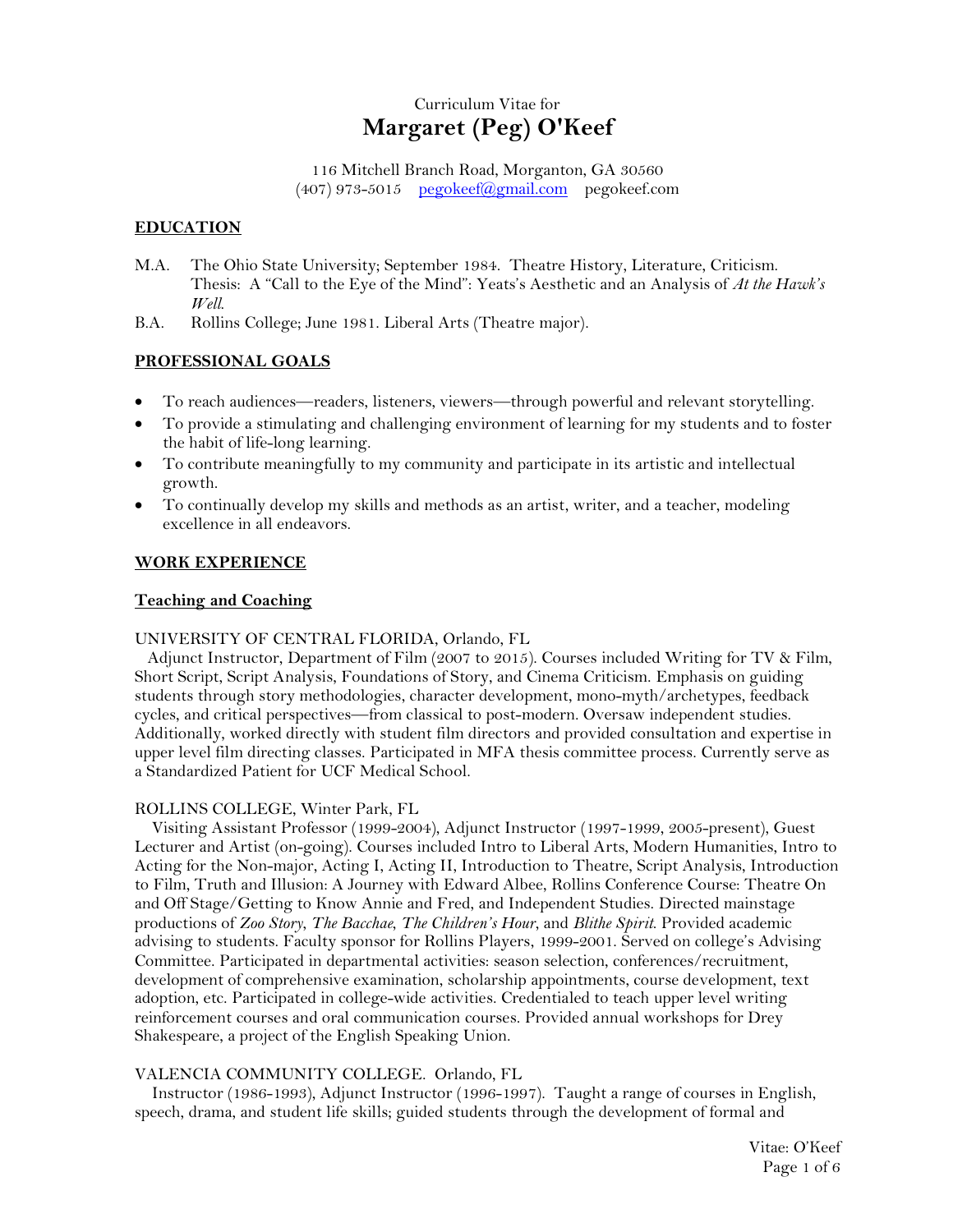Curriculum Vitae for

# Margaret (Peg) O'Keef

116 Mitchell Branch Road, Morganton, GA 30560
(407) 973-5015 pegokeef@gmail.com pegokeef.com

## EDUCATION

M.A. The Ohio State University; September 1984. Theatre History, Literature, Criticism. Thesis: A "Call to the Eye of the Mind": Yeats's Aesthetic and an Analysis of *At the Hawk's Well*.

B.A. Rollins College; June 1981. Liberal Arts (Theatre major).

## PROFESSIONAL GOALS

- To reach audiences—readers, listeners, viewers—through powerful and relevant storytelling.
- To provide a stimulating and challenging environment of learning for my students and to foster the habit of life-long learning.
- To contribute meaningfully to my community and participate in its artistic and intellectual growth.
- To continually develop my skills and methods as an artist, writer, and a teacher, modeling excellence in all endeavors.

## WORK EXPERIENCE

### Teaching and Coaching

UNIVERSITY OF CENTRAL FLORIDA, Orlando, FL

Adjunct Instructor, Department of Film (2007 to 2015). Courses included Writing for TV & Film, Short Script, Script Analysis, Foundations of Story, and Cinema Criticism. Emphasis on guiding students through story methodologies, character development, mono-myth/archetypes, feedback cycles, and critical perspectives—from classical to post-modern. Oversaw independent studies. Additionally, worked directly with student film directors and provided consultation and expertise in upper level film directing classes. Participated in MFA thesis committee process. Currently serve as a Standardized Patient for UCF Medical School.

ROLLINS COLLEGE, Winter Park, FL

Visiting Assistant Professor (1999-2004), Adjunct Instructor (1997-1999, 2005-present), Guest Lecturer and Artist (on-going). Courses included Intro to Liberal Arts, Modern Humanities, Intro to Acting for the Non-major, Acting I, Acting II, Introduction to Theatre, Script Analysis, Introduction to Film, Truth and Illusion: A Journey with Edward Albee, Rollins Conference Course: Theatre On and Off Stage/Getting to Know Annie and Fred, and Independent Studies. Directed mainstage productions of *Zoo Story*, *The Bacchae*, *The Children's Hour*, and *Blithe Spirit*. Provided academic advising to students. Faculty sponsor for Rollins Players, 1999-2001. Served on college's Advising Committee. Participated in departmental activities: season selection, conferences/recruitment, development of comprehensive examination, scholarship appointments, course development, text adoption, etc. Participated in college-wide activities. Credentialed to teach upper level writing reinforcement courses and oral communication courses. Provided annual workshops for Drey Shakespeare, a project of the English Speaking Union.

VALENCIA COMMUNITY COLLEGE. Orlando, FL

Instructor (1986-1993), Adjunct Instructor (1996-1997). Taught a range of courses in English, speech, drama, and student life skills; guided students through the development of formal and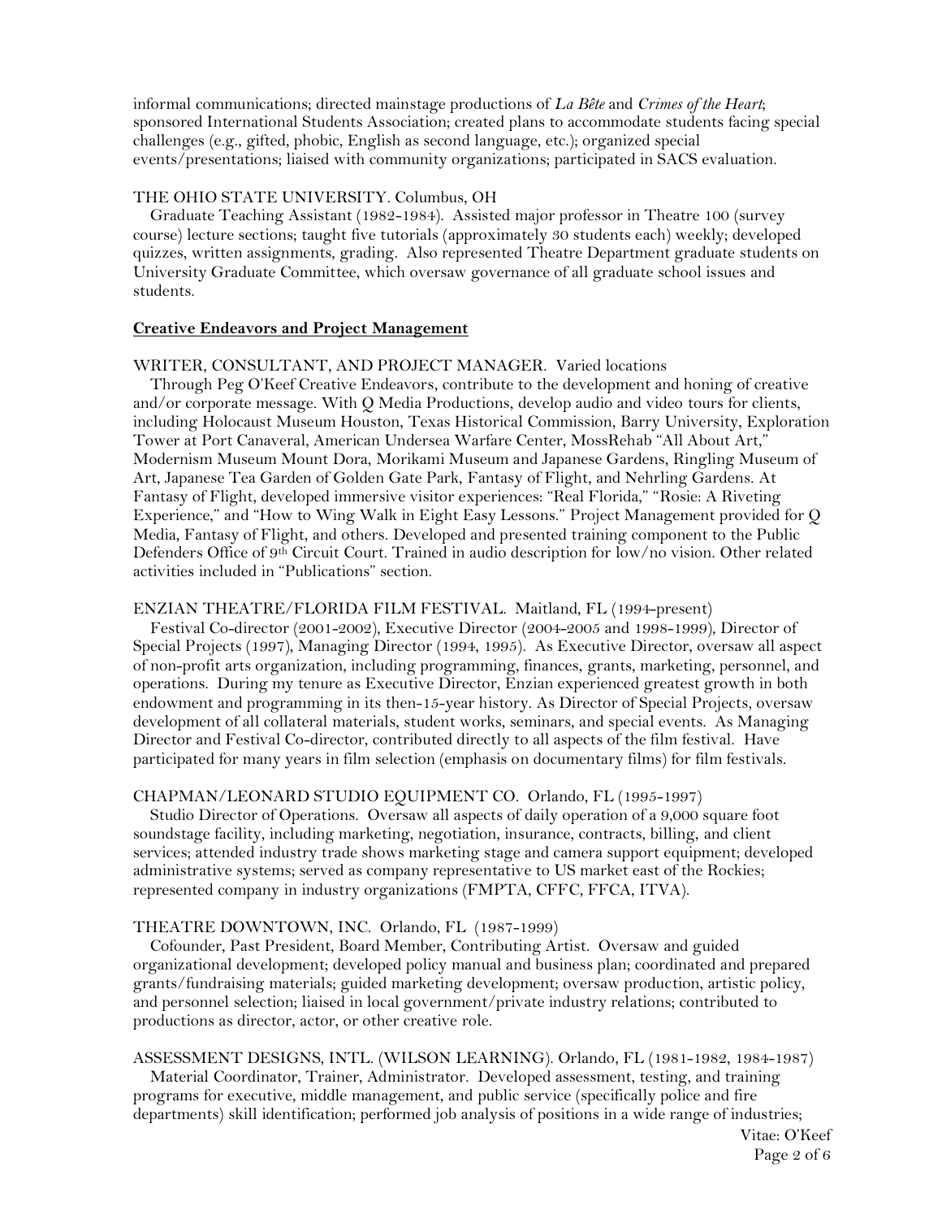informal communications; directed mainstage productions of *La Bête* and *Crimes of the Heart*; sponsored International Students Association; created plans to accommodate students facing special challenges (e.g., gifted, phobic, English as second language, etc.); organized special events/presentations; liaised with community organizations; participated in SACS evaluation.

THE OHIO STATE UNIVERSITY. Columbus, OH

Graduate Teaching Assistant (1982-1984). Assisted major professor in Theatre 100 (survey course) lecture sections; taught five tutorials (approximately 30 students each) weekly; developed quizzes, written assignments, grading. Also represented Theatre Department graduate students on University Graduate Committee, which oversaw governance of all graduate school issues and students.

**Creative Endeavors and Project Management**

WRITER, CONSULTANT, AND PROJECT MANAGER. Varied locations

Through Peg O'Keef Creative Endeavors, contribute to the development and honing of creative and/or corporate message. With Q Media Productions, develop audio and video tours for clients, including Holocaust Museum Houston, Texas Historical Commission, Barry University, Exploration Tower at Port Canaveral, American Undersea Warfare Center, MossRehab "All About Art," Modernism Museum Mount Dora, Morikami Museum and Japanese Gardens, Ringling Museum of Art, Japanese Tea Garden of Golden Gate Park, Fantasy of Flight, and Nehrling Gardens. At Fantasy of Flight, developed immersive visitor experiences: "Real Florida," "Rosie: A Riveting Experience," and "How to Wing Walk in Eight Easy Lessons." Project Management provided for Q Media, Fantasy of Flight, and others. Developed and presented training component to the Public Defenders Office of 9th Circuit Court. Trained in audio description for low/no vision. Other related activities included in "Publications" section.

ENZIAN THEATRE/FLORIDA FILM FESTIVAL. Maitland, FL (1994-present)

Festival Co-director (2001-2002), Executive Director (2004-2005 and 1998-1999), Director of Special Projects (1997), Managing Director (1994, 1995). As Executive Director, oversaw all aspect of non-profit arts organization, including programming, finances, grants, marketing, personnel, and operations. During my tenure as Executive Director, Enzian experienced greatest growth in both endowment and programming in its then-15-year history. As Director of Special Projects, oversaw development of all collateral materials, student works, seminars, and special events. As Managing Director and Festival Co-director, contributed directly to all aspects of the film festival. Have participated for many years in film selection (emphasis on documentary films) for film festivals.

CHAPMAN/LEONARD STUDIO EQUIPMENT CO. Orlando, FL (1995-1997)

Studio Director of Operations. Oversaw all aspects of daily operation of a 9,000 square foot soundstage facility, including marketing, negotiation, insurance, contracts, billing, and client services; attended industry trade shows marketing stage and camera support equipment; developed administrative systems; served as company representative to US market east of the Rockies; represented company in industry organizations (FMPTA, CFFC, FFCA, ITVA).

THEATRE DOWNTOWN, INC. Orlando, FL (1987-1999)

Cofounder, Past President, Board Member, Contributing Artist. Oversaw and guided organizational development; developed policy manual and business plan; coordinated and prepared grants/fundraising materials; guided marketing development; oversaw production, artistic policy, and personnel selection; liaised in local government/private industry relations; contributed to productions as director, actor, or other creative role.

ASSESSMENT DESIGNS, INTL. (WILSON LEARNING). Orlando, FL (1981-1982, 1984-1987)

Material Coordinator, Trainer, Administrator. Developed assessment, testing, and training programs for executive, middle management, and public service (specifically police and fire departments) skill identification; performed job analysis of positions in a wide range of industries;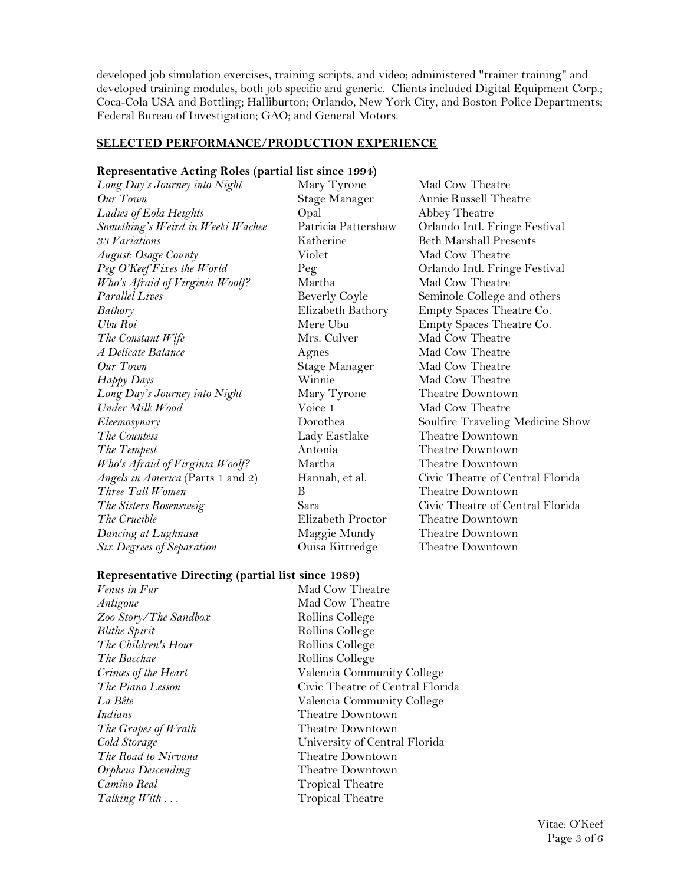developed job simulation exercises, training scripts, and video; administered "trainer training" and developed training modules, both job specific and generic. Clients included Digital Equipment Corp.; Coca-Cola USA and Bottling; Halliburton; Orlando, New York City, and Boston Police Departments; Federal Bureau of Investigation; GAO; and General Motors.

## **SELECTED PERFORMANCE/PRODUCTION EXPERIENCE**

### Representative Acting Roles (partial list since 1994)

| | | |
|---|---|---|
| *Long Day's Journey into Night* | Mary Tyrone | Mad Cow Theatre |
| *Our Town* | Stage Manager | Annie Russell Theatre |
| *Ladies of Eola Heights* | Opal | Abbey Theatre |
| *Something's Weird in Weeki Wachee* | Patricia Pattershaw | Orlando Intl. Fringe Festival |
| *33 Variations* | Katherine | Beth Marshall Presents |
| *August: Osage County* | Violet | Mad Cow Theatre |
| *Peg O'Keef Fixes the World* | Peg | Orlando Intl. Fringe Festival |
| *Who's Afraid of Virginia Woolf?* | Martha | Mad Cow Theatre |
| *Parallel Lives* | Beverly Coyle | Seminole College and others |
| *Bathory* | Elizabeth Bathory | Empty Spaces Theatre Co. |
| *Ubu Roi* | Mere Ubu | Empty Spaces Theatre Co. |
| *The Constant Wife* | Mrs. Culver | Mad Cow Theatre |
| *A Delicate Balance* | Agnes | Mad Cow Theatre |
| *Our Town* | Stage Manager | Mad Cow Theatre |
| *Happy Days* | Winnie | Mad Cow Theatre |
| *Long Day's Journey into Night* | Mary Tyrone | Theatre Downtown |
| *Under Milk Wood* | Voice 1 | Mad Cow Theatre |
| *Eleemosynary* | Dorothea | Soulfire Traveling Medicine Show |
| *The Countess* | Lady Eastlake | Theatre Downtown |
| *The Tempest* | Antonia | Theatre Downtown |
| *Who's Afraid of Virginia Woolf?* | Martha | Theatre Downtown |
| *Angels in America* (Parts 1 and 2) | Hannah, et al. | Civic Theatre of Central Florida |
| *Three Tall Women* | B | Theatre Downtown |
| *The Sisters Rosensweig* | Sara | Civic Theatre of Central Florida |
| *The Crucible* | Elizabeth Proctor | Theatre Downtown |
| *Dancing at Lughnasa* | Maggie Mundy | Theatre Downtown |
| *Six Degrees of Separation* | Ouisa Kittredge | Theatre Downtown |

### Representative Directing (partial list since 1989)

| | |
|---|---|
| *Venus in Fur* | Mad Cow Theatre |
| *Antigone* | Mad Cow Theatre |
| *Zoo Story/The Sandbox* | Rollins College |
| *Blithe Spirit* | Rollins College |
| *The Children's Hour* | Rollins College |
| *The Bacchae* | Rollins College |
| *Crimes of the Heart* | Valencia Community College |
| *The Piano Lesson* | Civic Theatre of Central Florida |
| *La Bête* | Valencia Community College |
| *Indians* | Theatre Downtown |
| *The Grapes of Wrath* | Theatre Downtown |
| *Cold Storage* | University of Central Florida |
| *The Road to Nirvana* | Theatre Downtown |
| *Orpheus Descending* | Theatre Downtown |
| *Camino Real* | Tropical Theatre |
| *Talking With . . .* | Tropical Theatre |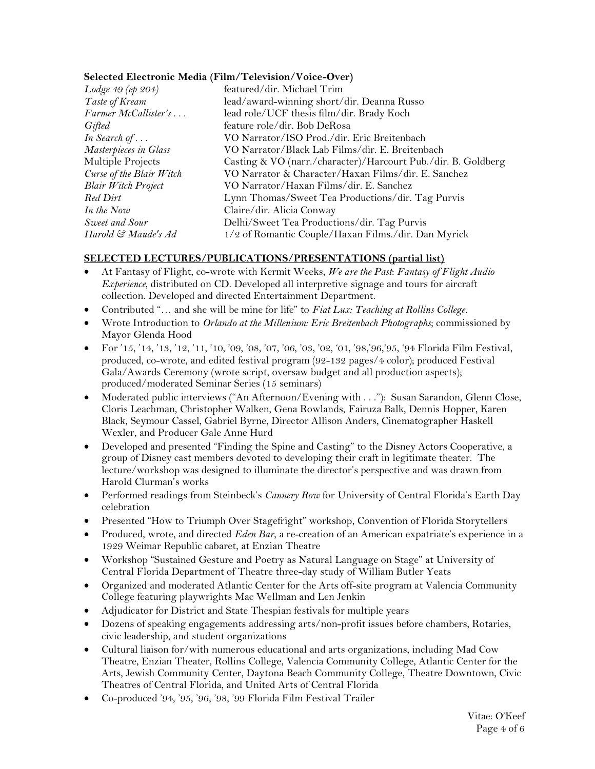### Selected Electronic Media (Film/Television/Voice-Over)

| | |
|---|---|
| *Lodge 49 (ep 204)* | featured/dir. Michael Trim |
| *Taste of Kream* | lead/award-winning short/dir. Deanna Russo |
| *Farmer McCallister's . . .* | lead role/UCF thesis film/dir. Brady Koch |
| *Gifted* | feature role/dir. Bob DeRosa |
| *In Search of . . .* | VO Narrator/ISO Prod./dir. Eric Breitenbach |
| *Masterpieces in Glass* | VO Narrator/Black Lab Films/dir. E. Breitenbach |
| Multiple Projects | Casting & VO (narr./character)/Harcourt Pub./dir. B. Goldberg |
| *Curse of the Blair Witch* | VO Narrator & Character/Haxan Films/dir. E. Sanchez |
| *Blair Witch Project* | VO Narrator/Haxan Films/dir. E. Sanchez |
| *Red Dirt* | Lynn Thomas/Sweet Tea Productions/dir. Tag Purvis |
| *In the Now* | Claire/dir. Alicia Conway |
| *Sweet and Sour* | Delhi/Sweet Tea Productions/dir. Tag Purvis |
| *Harold & Maude's Ad* | 1/2 of Romantic Couple/Haxan Films./dir. Dan Myrick |

### SELECTED LECTURES/PUBLICATIONS/PRESENTATIONS (partial list)

- At Fantasy of Flight, co-wrote with Kermit Weeks, *We are the Past: Fantasy of Flight Audio Experience*, distributed on CD. Developed all interpretive signage and tours for aircraft collection. Developed and directed Entertainment Department.
- Contributed "… and she will be mine for life" to *Fiat Lux: Teaching at Rollins College.*
- Wrote Introduction to *Orlando at the Millenium: Eric Breitenbach Photographs*; commissioned by Mayor Glenda Hood
- For '15, '14, '13, '12, '11, '10, '09, '08, '07, '06, '03, '02, '01, '98,'96,'95, '94 Florida Film Festival, produced, co-wrote, and edited festival program (92-132 pages/4 color); produced Festival Gala/Awards Ceremony (wrote script, oversaw budget and all production aspects); produced/moderated Seminar Series (15 seminars)
- Moderated public interviews ("An Afternoon/Evening with . . ."): Susan Sarandon, Glenn Close, Cloris Leachman, Christopher Walken, Gena Rowlands, Fairuza Balk, Dennis Hopper, Karen Black, Seymour Cassel, Gabriel Byrne, Director Allison Anders, Cinematographer Haskell Wexler, and Producer Gale Anne Hurd
- Developed and presented "Finding the Spine and Casting" to the Disney Actors Cooperative, a group of Disney cast members devoted to developing their craft in legitimate theater. The lecture/workshop was designed to illuminate the director's perspective and was drawn from Harold Clurman's works
- Performed readings from Steinbeck's *Cannery Row* for University of Central Florida's Earth Day celebration
- Presented "How to Triumph Over Stagefright" workshop, Convention of Florida Storytellers
- Produced, wrote, and directed *Eden Bar*, a re-creation of an American expatriate's experience in a 1929 Weimar Republic cabaret, at Enzian Theatre
- Workshop "Sustained Gesture and Poetry as Natural Language on Stage" at University of Central Florida Department of Theatre three-day study of William Butler Yeats
- Organized and moderated Atlantic Center for the Arts off-site program at Valencia Community College featuring playwrights Mac Wellman and Len Jenkin
- Adjudicator for District and State Thespian festivals for multiple years
- Dozens of speaking engagements addressing arts/non-profit issues before chambers, Rotaries, civic leadership, and student organizations
- Cultural liaison for/with numerous educational and arts organizations, including Mad Cow Theatre, Enzian Theater, Rollins College, Valencia Community College, Atlantic Center for the Arts, Jewish Community Center, Daytona Beach Community College, Theatre Downtown, Civic Theatres of Central Florida, and United Arts of Central Florida
- Co-produced '94, '95, '96, '98, '99 Florida Film Festival Trailer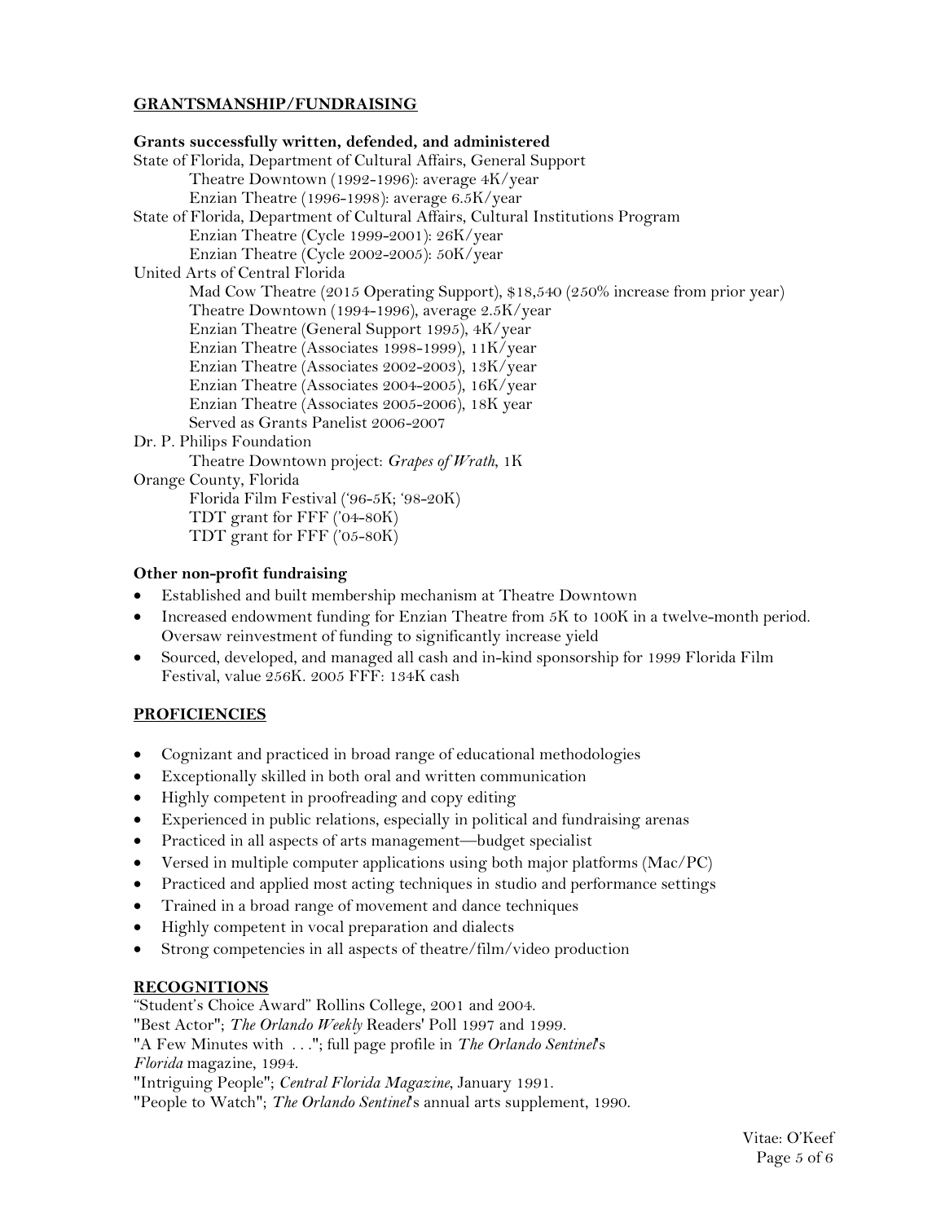## GRANTSMANSHIP/FUNDRAISING

**Grants successfully written, defended, and administered**

State of Florida, Department of Cultural Affairs, General Support
- Theatre Downtown (1992-1996): average 4K/year
- Enzian Theatre (1996-1998): average 6.5K/year

State of Florida, Department of Cultural Affairs, Cultural Institutions Program
- Enzian Theatre (Cycle 1999-2001): 26K/year
- Enzian Theatre (Cycle 2002-2005): 50K/year

United Arts of Central Florida
- Mad Cow Theatre (2015 Operating Support), $18,540 (250% increase from prior year)
- Theatre Downtown (1994-1996), average 2.5K/year
- Enzian Theatre (General Support 1995), 4K/year
- Enzian Theatre (Associates 1998-1999), 11K/year
- Enzian Theatre (Associates 2002-2003), 13K/year
- Enzian Theatre (Associates 2004-2005), 16K/year
- Enzian Theatre (Associates 2005-2006), 18K year
- Served as Grants Panelist 2006-2007

Dr. P. Philips Foundation
- Theatre Downtown project: *Grapes of Wrath*, 1K

Orange County, Florida
- Florida Film Festival ('96-5K; '98-20K)
- TDT grant for FFF ('04-80K)
- TDT grant for FFF ('05-80K)

**Other non-profit fundraising**

- Established and built membership mechanism at Theatre Downtown
- Increased endowment funding for Enzian Theatre from 5K to 100K in a twelve-month period. Oversaw reinvestment of funding to significantly increase yield
- Sourced, developed, and managed all cash and in-kind sponsorship for 1999 Florida Film Festival, value 256K. 2005 FFF: 134K cash

## PROFICIENCIES

- Cognizant and practiced in broad range of educational methodologies
- Exceptionally skilled in both oral and written communication
- Highly competent in proofreading and copy editing
- Experienced in public relations, especially in political and fundraising arenas
- Practiced in all aspects of arts management—budget specialist
- Versed in multiple computer applications using both major platforms (Mac/PC)
- Practiced and applied most acting techniques in studio and performance settings
- Trained in a broad range of movement and dance techniques
- Highly competent in vocal preparation and dialects
- Strong competencies in all aspects of theatre/film/video production

## RECOGNITIONS

"Student's Choice Award" Rollins College, 2001 and 2004.
"Best Actor"; *The Orlando Weekly* Readers' Poll 1997 and 1999.
"A Few Minutes with . . ."; full page profile in *The Orlando Sentinel*'s *Florida* magazine, 1994.
"Intriguing People"; *Central Florida Magazine*, January 1991.
"People to Watch"; *The Orlando Sentinel*'s annual arts supplement, 1990.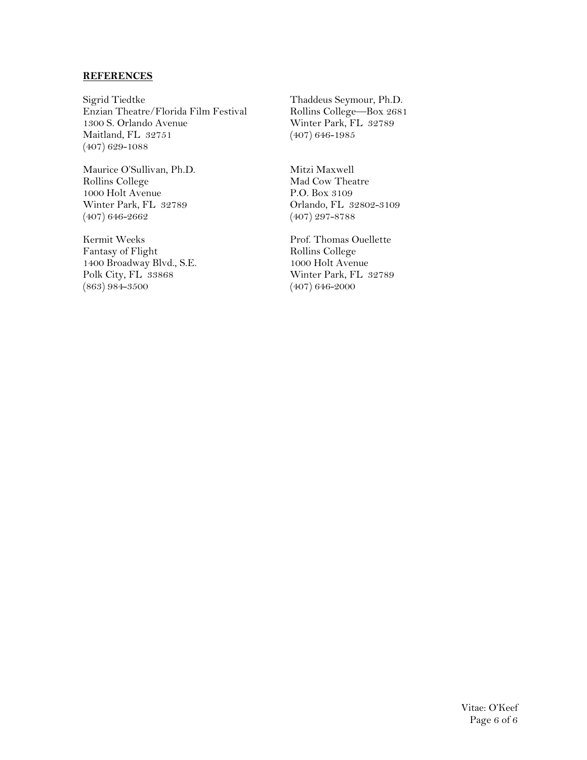**REFERENCES**

Sigrid Tiedtke
Enzian Theatre/Florida Film Festival
1300 S. Orlando Avenue
Maitland, FL 32751
(407) 629-1088

Thaddeus Seymour, Ph.D.
Rollins College—Box 2681
Winter Park, FL 32789
(407) 646-1985

Maurice O'Sullivan, Ph.D.
Rollins College
1000 Holt Avenue
Winter Park, FL 32789
(407) 646-2662

Mitzi Maxwell
Mad Cow Theatre
P.O. Box 3109
Orlando, FL 32802-3109
(407) 297-8788

Kermit Weeks
Fantasy of Flight
1400 Broadway Blvd., S.E.
Polk City, FL 33868
(863) 984-3500

Prof. Thomas Ouellette
Rollins College
1000 Holt Avenue
Winter Park, FL 32789
(407) 646-2000